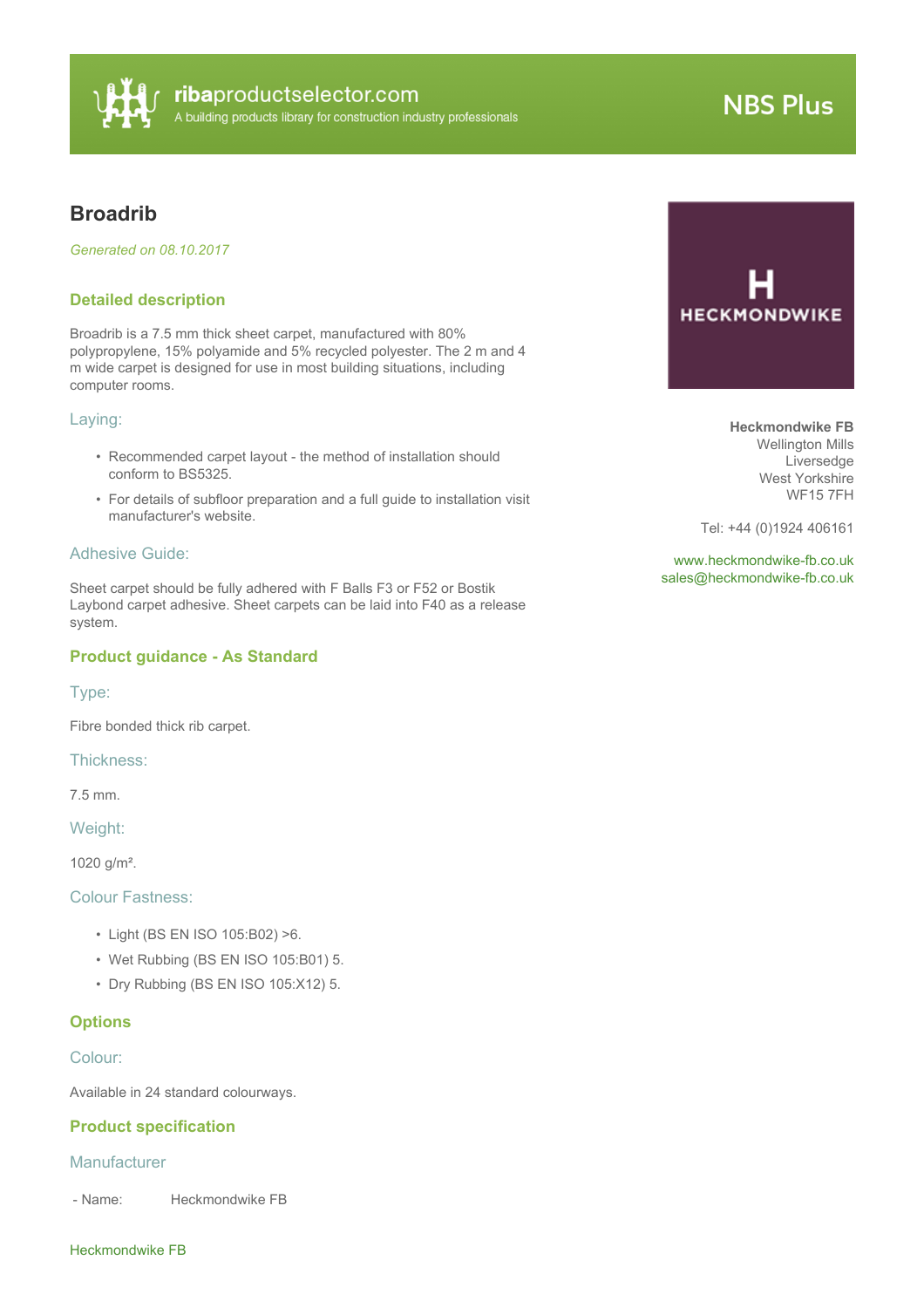ribaproductselector.com
A building products library for construction industry professionals

NBS Plus

# Broadrib

*Generated on 08.10.2017*

**Heckmondwike FB**
Wellington Mills
Liversedge
West Yorkshire
WF15 7FH

Tel: +44 (0)1924 406161

www.heckmondwike-fb.co.uk
sales@heckmondwike-fb.co.uk

## Detailed description

Broadrib is a 7.5 mm thick sheet carpet, manufactured with 80% polypropylene, 15% polyamide and 5% recycled polyester. The 2 m and 4 m wide carpet is designed for use in most building situations, including computer rooms.

### Laying:

- Recommended carpet layout - the method of installation should conform to BS5325.
- For details of subfloor preparation and a full guide to installation visit manufacturer's website.

### Adhesive Guide:

Sheet carpet should be fully adhered with F Balls F3 or F52 or Bostik Laybond carpet adhesive. Sheet carpets can be laid into F40 as a release system.

## Product guidance - As Standard

### Type:

Fibre bonded thick rib carpet.

### Thickness:

7.5 mm.

### Weight:

1020 g/m².

### Colour Fastness:

- Light (BS EN ISO 105:B02) >6.
- Wet Rubbing (BS EN ISO 105:B01) 5.
- Dry Rubbing (BS EN ISO 105:X12) 5.

## Options

### Colour:

Available in 24 standard colourways.

## Product specification

### Manufacturer

- Name: Heckmondwike FB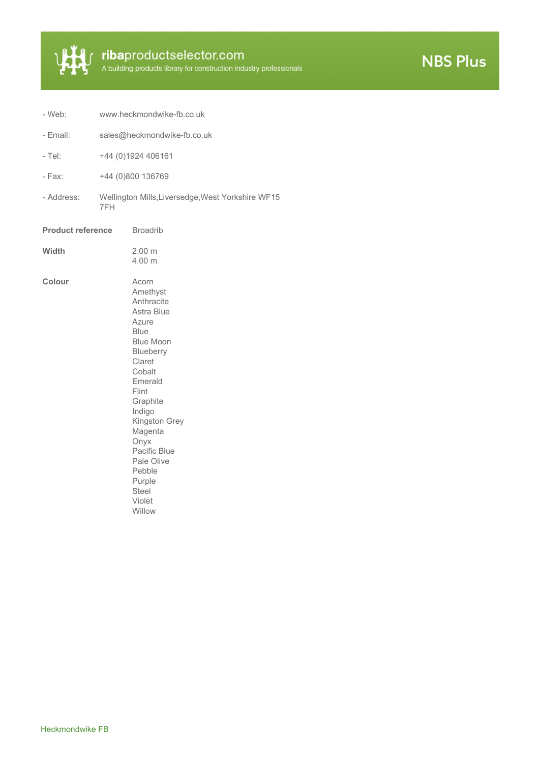- Web: www.heckmondwike-fb.co.uk

- Email: sales@heckmondwike-fb.co.uk

- Tel: +44 (0)1924 406161

- Fax: +44 (0)800 136769

- Address: Wellington Mills,Liversedge,West Yorkshire WF15 7FH

| | |
|---|---|
| **Product reference** | Broadrib |
| **Width** | 2.00 m<br>4.00 m |
| **Colour** | Acorn<br>Amethyst<br>Anthracite<br>Astra Blue<br>Azure<br>Blue<br>Blue Moon<br>Blueberry<br>Claret<br>Cobalt<br>Emerald<br>Flint<br>Graphite<br>Indigo<br>Kingston Grey<br>Magenta<br>Onyx<br>Pacific Blue<br>Pale Olive<br>Pebble<br>Purple<br>Steel<br>Violet<br>Willow |